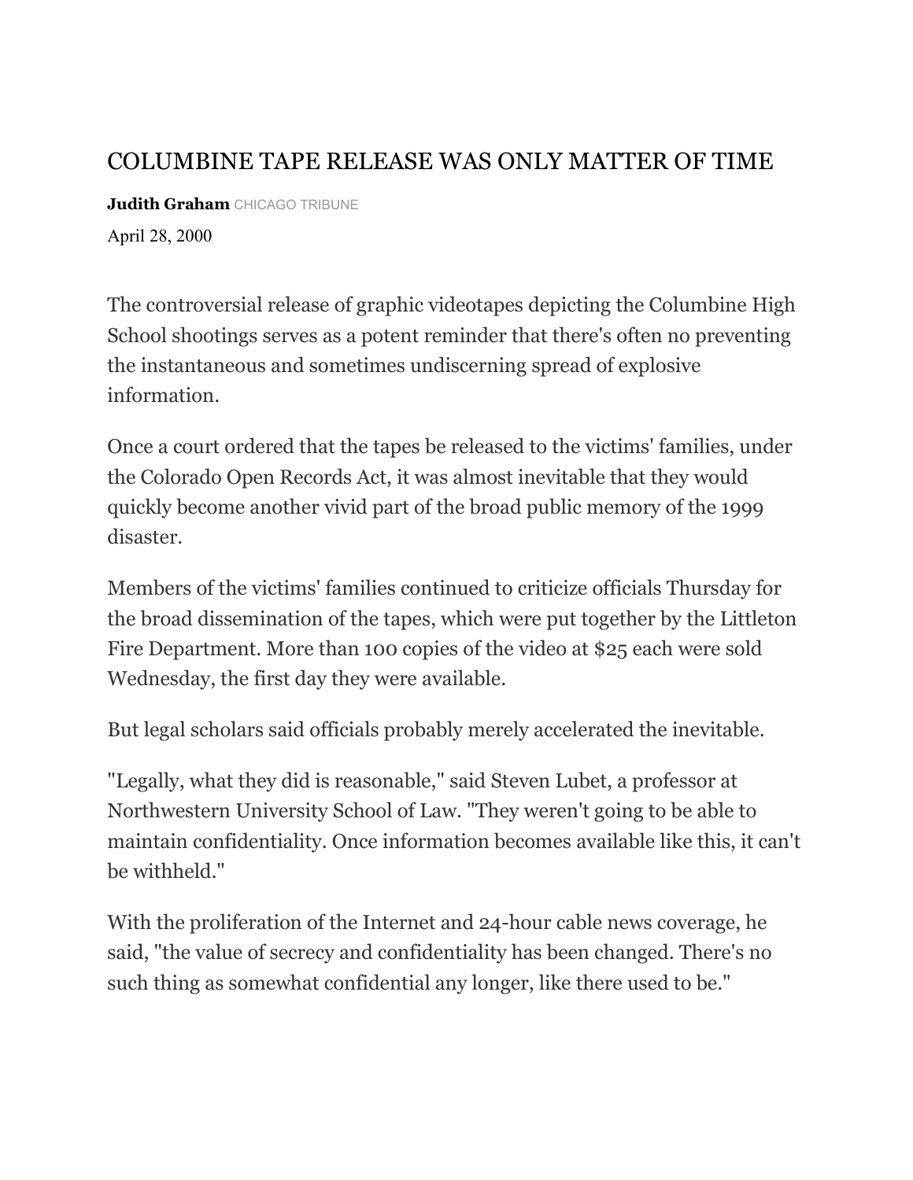# COLUMBINE TAPE RELEASE WAS ONLY MATTER OF TIME

**Judith Graham** CHICAGO TRIBUNE

April 28, 2000

The controversial release of graphic videotapes depicting the Columbine High School shootings serves as a potent reminder that there's often no preventing the instantaneous and sometimes undiscerning spread of explosive information.

Once a court ordered that the tapes be released to the victims' families, under the Colorado Open Records Act, it was almost inevitable that they would quickly become another vivid part of the broad public memory of the 1999 disaster.

Members of the victims' families continued to criticize officials Thursday for the broad dissemination of the tapes, which were put together by the Littleton Fire Department. More than 100 copies of the video at $25 each were sold Wednesday, the first day they were available.

But legal scholars said officials probably merely accelerated the inevitable.

"Legally, what they did is reasonable," said Steven Lubet, a professor at Northwestern University School of Law. "They weren't going to be able to maintain confidentiality. Once information becomes available like this, it can't be withheld."

With the proliferation of the Internet and 24-hour cable news coverage, he said, "the value of secrecy and confidentiality has been changed. There's no such thing as somewhat confidential any longer, like there used to be."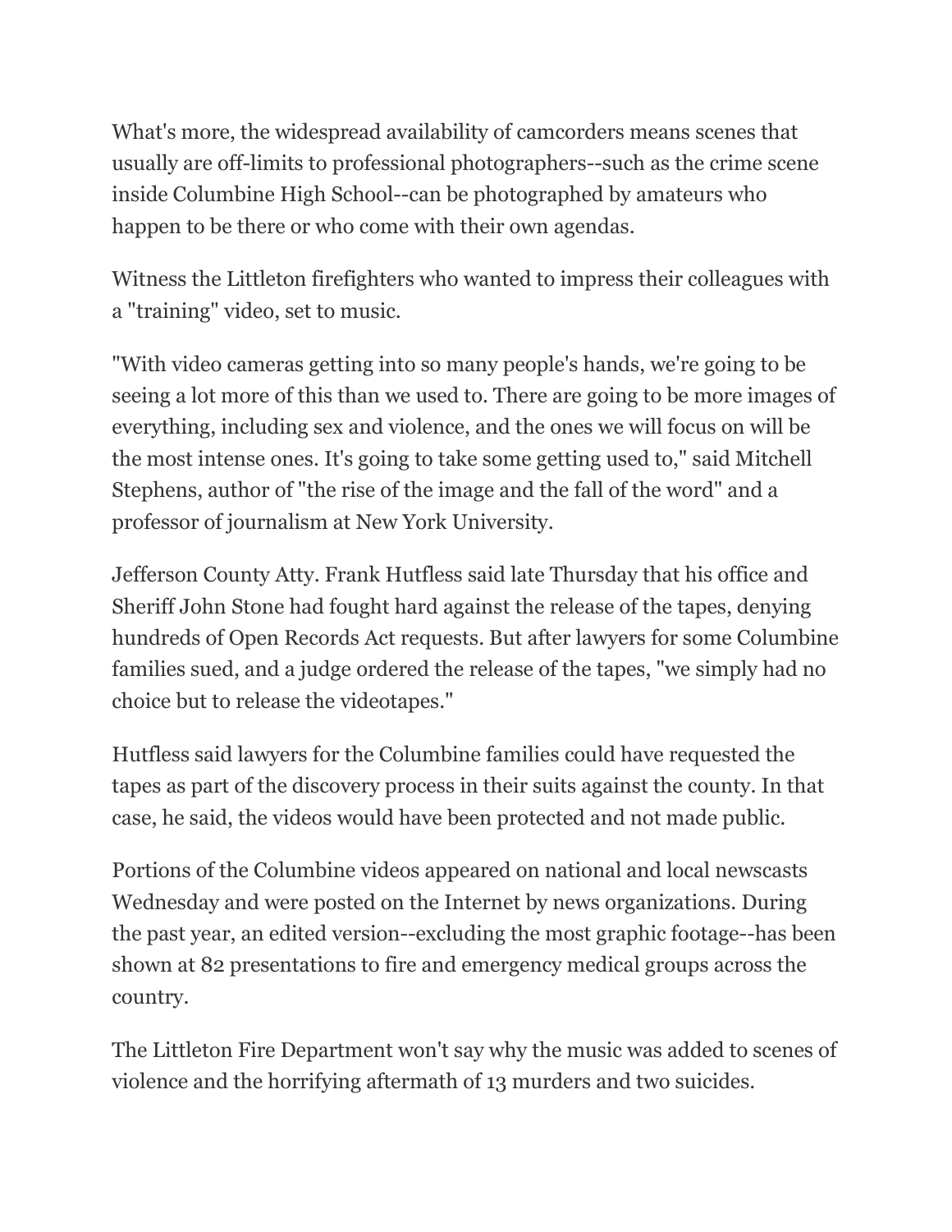What's more, the widespread availability of camcorders means scenes that usually are off-limits to professional photographers--such as the crime scene inside Columbine High School--can be photographed by amateurs who happen to be there or who come with their own agendas.

Witness the Littleton firefighters who wanted to impress their colleagues with a "training" video, set to music.

"With video cameras getting into so many people's hands, we're going to be seeing a lot more of this than we used to. There are going to be more images of everything, including sex and violence, and the ones we will focus on will be the most intense ones. It's going to take some getting used to," said Mitchell Stephens, author of "the rise of the image and the fall of the word" and a professor of journalism at New York University.

Jefferson County Atty. Frank Hutfless said late Thursday that his office and Sheriff John Stone had fought hard against the release of the tapes, denying hundreds of Open Records Act requests. But after lawyers for some Columbine families sued, and a judge ordered the release of the tapes, "we simply had no choice but to release the videotapes."

Hutfless said lawyers for the Columbine families could have requested the tapes as part of the discovery process in their suits against the county. In that case, he said, the videos would have been protected and not made public.

Portions of the Columbine videos appeared on national and local newscasts Wednesday and were posted on the Internet by news organizations. During the past year, an edited version--excluding the most graphic footage--has been shown at 82 presentations to fire and emergency medical groups across the country.

The Littleton Fire Department won't say why the music was added to scenes of violence and the horrifying aftermath of 13 murders and two suicides.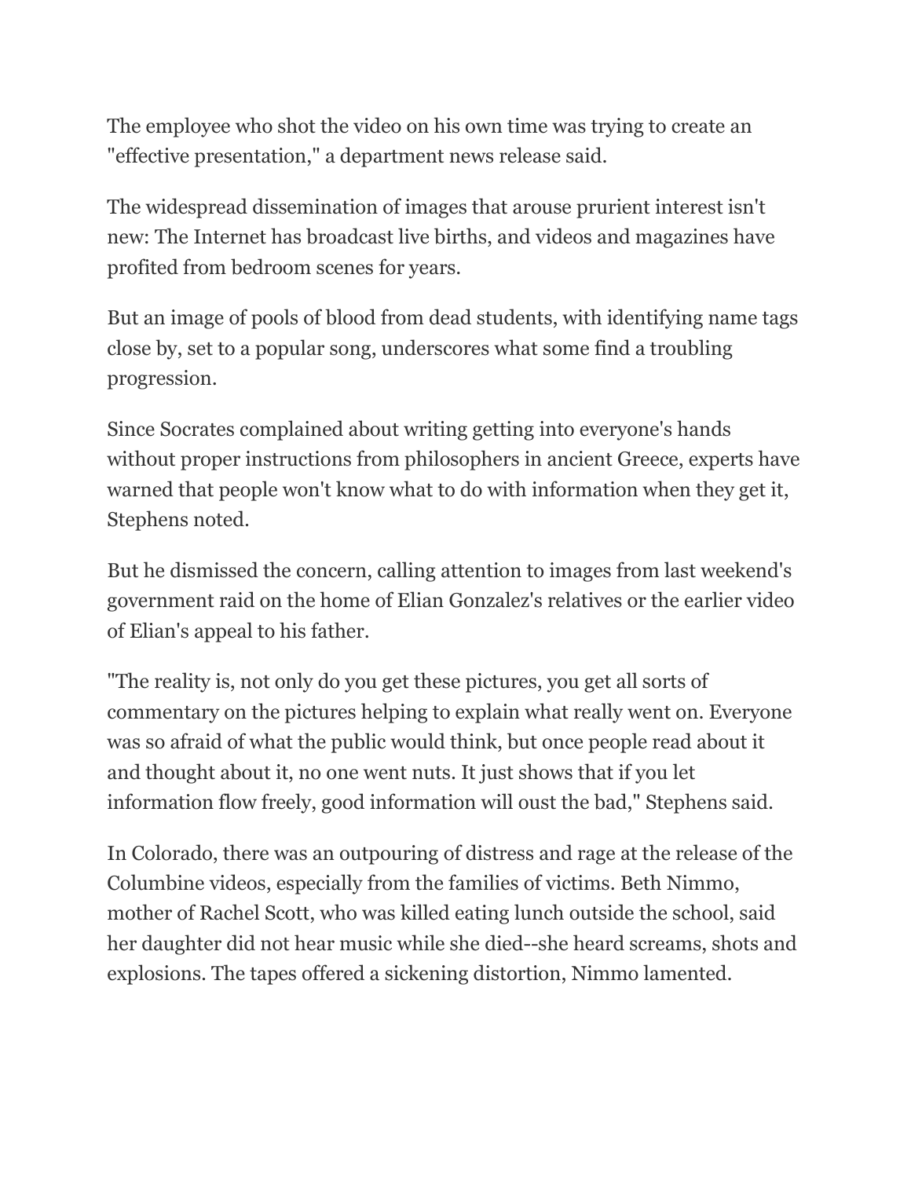The employee who shot the video on his own time was trying to create an "effective presentation," a department news release said.

The widespread dissemination of images that arouse prurient interest isn't new: The Internet has broadcast live births, and videos and magazines have profited from bedroom scenes for years.

But an image of pools of blood from dead students, with identifying name tags close by, set to a popular song, underscores what some find a troubling progression.

Since Socrates complained about writing getting into everyone's hands without proper instructions from philosophers in ancient Greece, experts have warned that people won't know what to do with information when they get it, Stephens noted.

But he dismissed the concern, calling attention to images from last weekend's government raid on the home of Elian Gonzalez's relatives or the earlier video of Elian's appeal to his father.

"The reality is, not only do you get these pictures, you get all sorts of commentary on the pictures helping to explain what really went on. Everyone was so afraid of what the public would think, but once people read about it and thought about it, no one went nuts. It just shows that if you let information flow freely, good information will oust the bad," Stephens said.

In Colorado, there was an outpouring of distress and rage at the release of the Columbine videos, especially from the families of victims. Beth Nimmo, mother of Rachel Scott, who was killed eating lunch outside the school, said her daughter did not hear music while she died--she heard screams, shots and explosions. The tapes offered a sickening distortion, Nimmo lamented.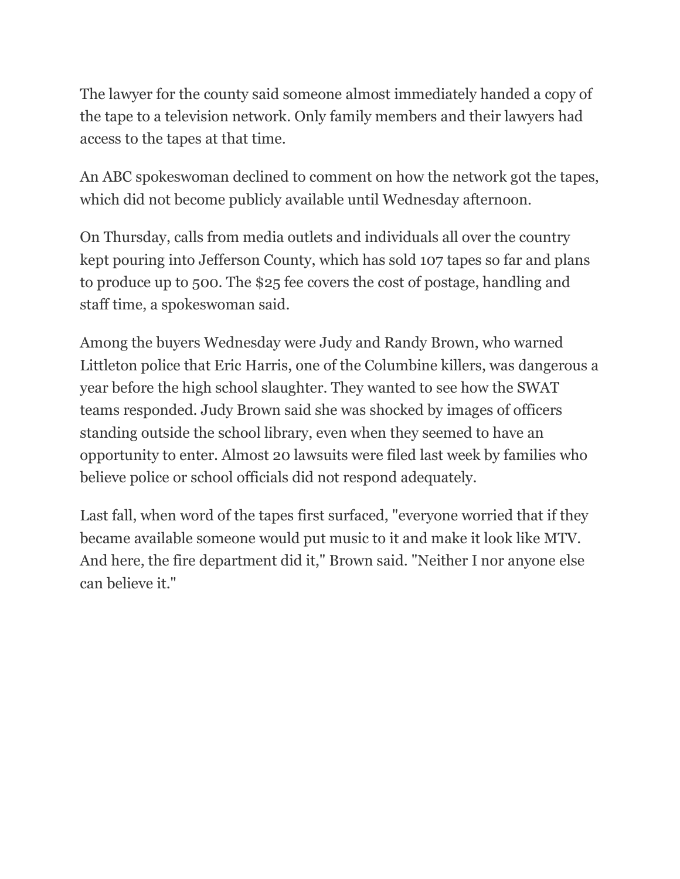The lawyer for the county said someone almost immediately handed a copy of the tape to a television network. Only family members and their lawyers had access to the tapes at that time.

An ABC spokeswoman declined to comment on how the network got the tapes, which did not become publicly available until Wednesday afternoon.

On Thursday, calls from media outlets and individuals all over the country kept pouring into Jefferson County, which has sold 107 tapes so far and plans to produce up to 500. The $25 fee covers the cost of postage, handling and staff time, a spokeswoman said.

Among the buyers Wednesday were Judy and Randy Brown, who warned Littleton police that Eric Harris, one of the Columbine killers, was dangerous a year before the high school slaughter. They wanted to see how the SWAT teams responded. Judy Brown said she was shocked by images of officers standing outside the school library, even when they seemed to have an opportunity to enter. Almost 20 lawsuits were filed last week by families who believe police or school officials did not respond adequately.

Last fall, when word of the tapes first surfaced, "everyone worried that if they became available someone would put music to it and make it look like MTV. And here, the fire department did it," Brown said. "Neither I nor anyone else can believe it."